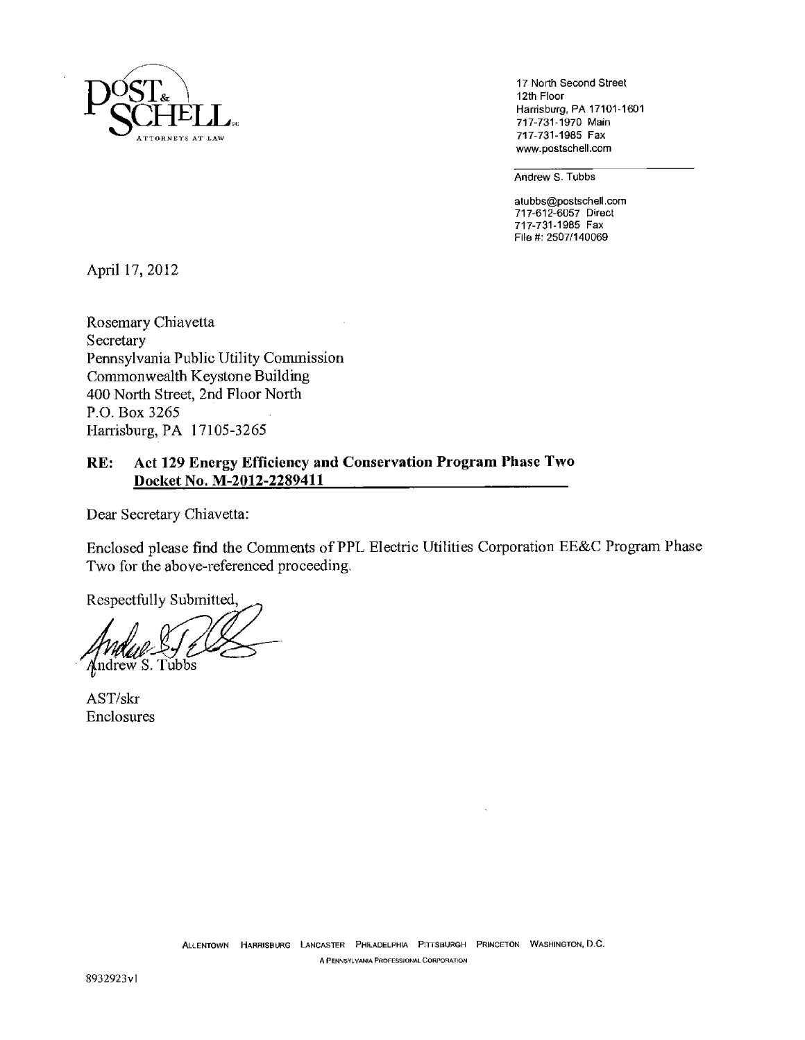**POST & SCHELL, P.C.**
ATTORNEYS AT LAW

17 North Second Street
12th Floor
Harrisburg, PA 17101-1601
717-731-1970 Main
717-731-1985 Fax
www.postschell.com

Andrew S. Tubbs

atubbs@postschell.com
717-612-6057 Direct
717-731-1985 Fax
File #: 2507/140069

April 17, 2012

Rosemary Chiavetta
Secretary
Pennsylvania Public Utility Commission
Commonwealth Keystone Building
400 North Street, 2nd Floor North
P.O. Box 3265
Harrisburg, PA 17105-3265

**RE: Act 129 Energy Efficiency and Conservation Program Phase Two**
**Docket No. M-2012-2289411**

Dear Secretary Chiavetta:

Enclosed please find the Comments of PPL Electric Utilities Corporation EE&C Program Phase Two for the above-referenced proceeding.

Respectfully Submitted,

Andrew S. Tubbs

AST/skr
Enclosures

ALLENTOWN HARRISBURG LANCASTER PHILADELPHIA PITTSBURGH PRINCETON WASHINGTON, D.C.
A PENNSYLVANIA PROFESSIONAL CORPORATION

8932923v1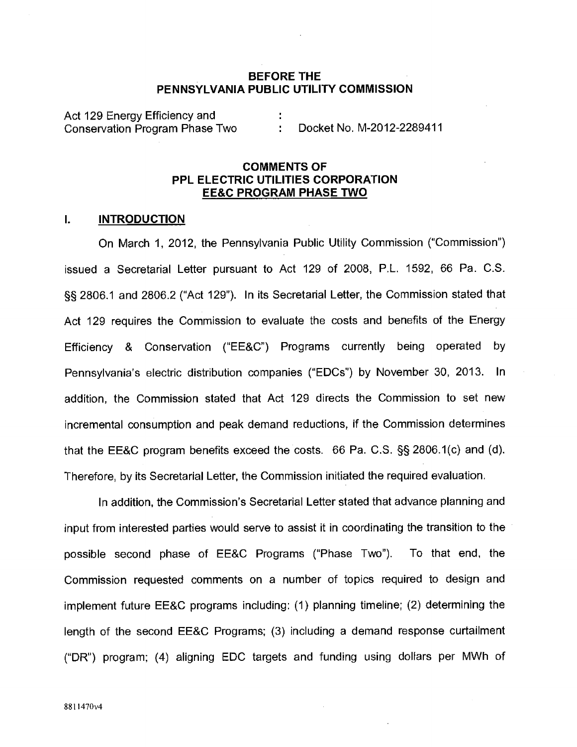## BEFORE THE PENNSYLVANIA PUBLIC UTILITY COMMISSION

Act 129 Energy Efficiency and Conservation Program Phase Two : Docket No. M-2012-2289411

## COMMENTS OF PPL ELECTRIC UTILITIES CORPORATION EE&C PROGRAM PHASE TWO

### I. INTRODUCTION

On March 1, 2012, the Pennsylvania Public Utility Commission ("Commission") issued a Secretarial Letter pursuant to Act 129 of 2008, P.L. 1592, 66 Pa. C.S. §§ 2806.1 and 2806.2 ("Act 129"). In its Secretarial Letter, the Commission stated that Act 129 requires the Commission to evaluate the costs and benefits of the Energy Efficiency & Conservation ("EE&C") Programs currently being operated by Pennsylvania's electric distribution companies ("EDCs") by November 30, 2013. In addition, the Commission stated that Act 129 directs the Commission to set new incremental consumption and peak demand reductions, if the Commission determines that the EE&C program benefits exceed the costs. 66 Pa. C.S. §§ 2806.1(c) and (d). Therefore, by its Secretarial Letter, the Commission initiated the required evaluation.

In addition, the Commission's Secretarial Letter stated that advance planning and input from interested parties would serve to assist it in coordinating the transition to the possible second phase of EE&C Programs ("Phase Two"). To that end, the Commission requested comments on a number of topics required to design and implement future EE&C programs including: (1) planning timeline; (2) determining the length of the second EE&C Programs; (3) including a demand response curtailment ("DR") program; (4) aligning EDC targets and funding using dollars per MWh of

8811470v4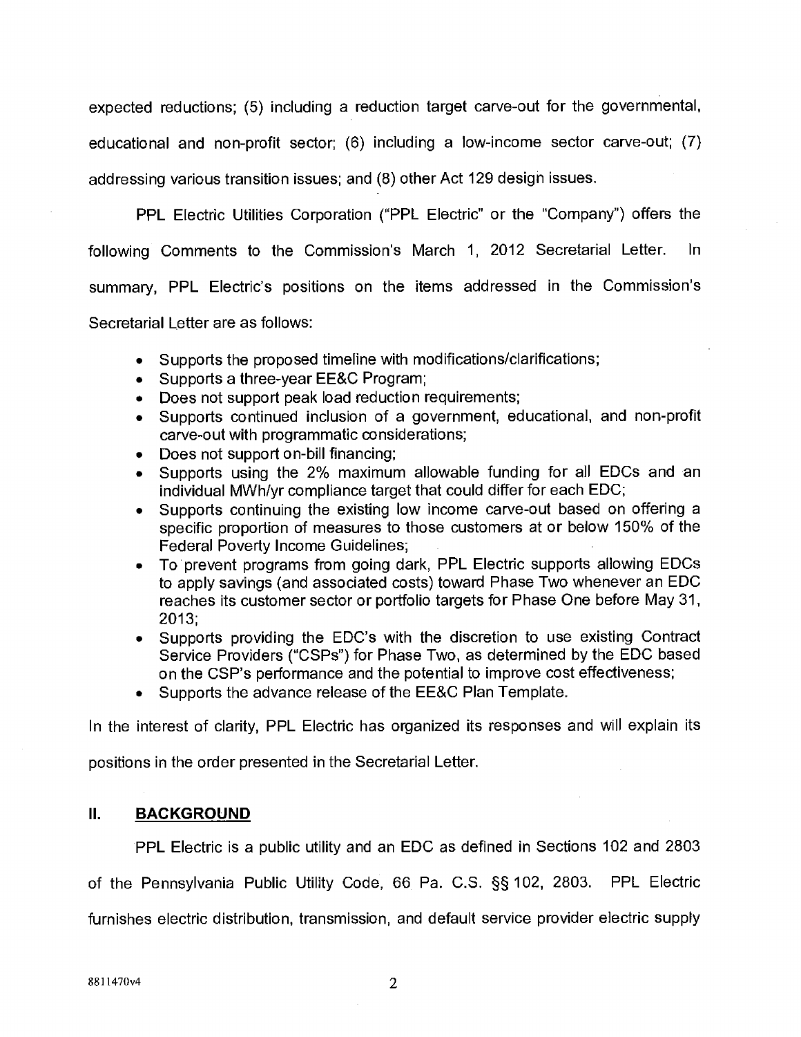expected reductions; (5) including a reduction target carve-out for the governmental, educational and non-profit sector; (6) including a low-income sector carve-out; (7) addressing various transition issues; and (8) other Act 129 design issues.

PPL Electric Utilities Corporation ("PPL Electric" or the "Company") offers the following Comments to the Commission's March 1, 2012 Secretarial Letter. In summary, PPL Electric's positions on the items addressed in the Commission's Secretarial Letter are as follows:

- Supports the proposed timeline with modifications/clarifications;
- Supports a three-year EE&C Program;
- Does not support peak load reduction requirements;
- Supports continued inclusion of a government, educational, and non-profit carve-out with programmatic considerations;
- Does not support on-bill financing;
- Supports using the 2% maximum allowable funding for all EDCs and an individual MWh/yr compliance target that could differ for each EDC;
- Supports continuing the existing low income carve-out based on offering a specific proportion of measures to those customers at or below 150% of the Federal Poverty Income Guidelines;
- To prevent programs from going dark, PPL Electric supports allowing EDCs to apply savings (and associated costs) toward Phase Two whenever an EDC reaches its customer sector or portfolio targets for Phase One before May 31, 2013;
- Supports providing the EDC's with the discretion to use existing Contract Service Providers ("CSPs") for Phase Two, as determined by the EDC based on the CSP's performance and the potential to improve cost effectiveness;
- Supports the advance release of the EE&C Plan Template.

In the interest of clarity, PPL Electric has organized its responses and will explain its positions in the order presented in the Secretarial Letter.

## II. BACKGROUND

PPL Electric is a public utility and an EDC as defined in Sections 102 and 2803 of the Pennsylvania Public Utility Code, 66 Pa. C.S. §§ 102, 2803. PPL Electric furnishes electric distribution, transmission, and default service provider electric supply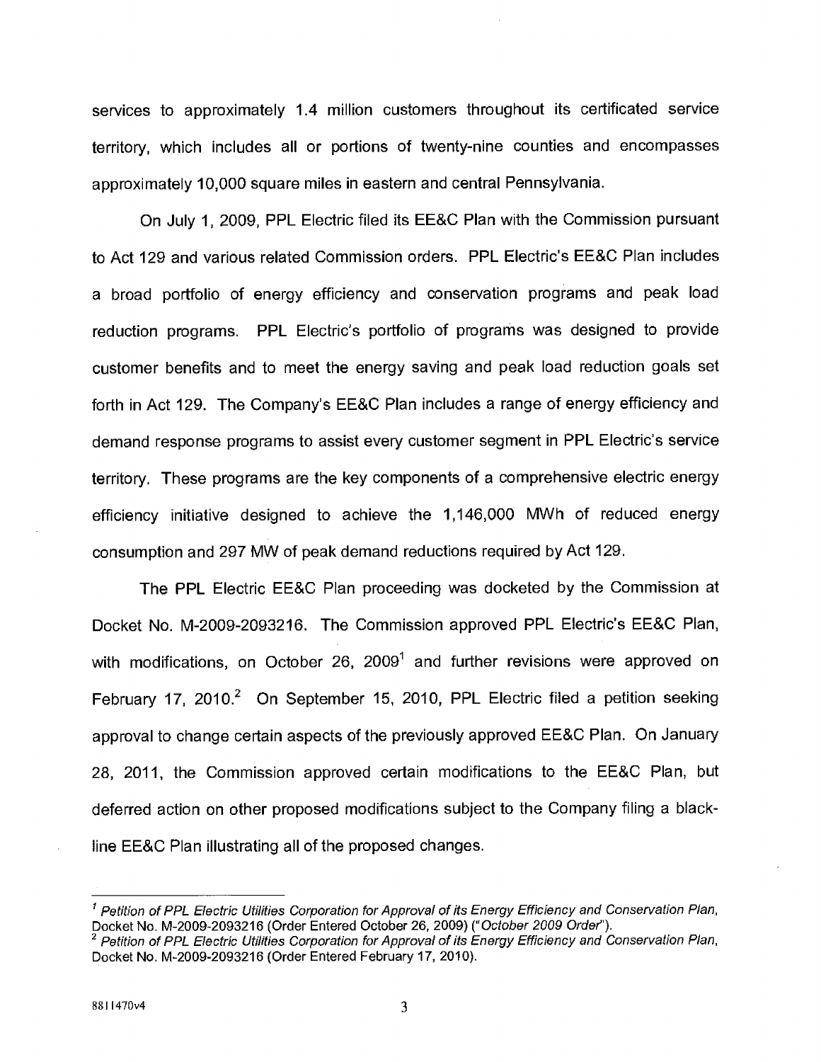services to approximately 1.4 million customers throughout its certificated service territory, which includes all or portions of twenty-nine counties and encompasses approximately 10,000 square miles in eastern and central Pennsylvania.

On July 1, 2009, PPL Electric filed its EE&C Plan with the Commission pursuant to Act 129 and various related Commission orders. PPL Electric's EE&C Plan includes a broad portfolio of energy efficiency and conservation programs and peak load reduction programs. PPL Electric's portfolio of programs was designed to provide customer benefits and to meet the energy saving and peak load reduction goals set forth in Act 129. The Company's EE&C Plan includes a range of energy efficiency and demand response programs to assist every customer segment in PPL Electric's service territory. These programs are the key components of a comprehensive electric energy efficiency initiative designed to achieve the 1,146,000 MWh of reduced energy consumption and 297 MW of peak demand reductions required by Act 129.

The PPL Electric EE&C Plan proceeding was docketed by the Commission at Docket No. M-2009-2093216. The Commission approved PPL Electric's EE&C Plan, with modifications, on October 26, 2009[1] and further revisions were approved on February 17, 2010.[2] On September 15, 2010, PPL Electric filed a petition seeking approval to change certain aspects of the previously approved EE&C Plan. On January 28, 2011, the Commission approved certain modifications to the EE&C Plan, but deferred action on other proposed modifications subject to the Company filing a black-line EE&C Plan illustrating all of the proposed changes.

---

[1] *Petition of PPL Electric Utilities Corporation for Approval of its Energy Efficiency and Conservation Plan*, Docket No. M-2009-2093216 (Order Entered October 26, 2009) ("*October 2009 Order*").

[2] *Petition of PPL Electric Utilities Corporation for Approval of its Energy Efficiency and Conservation Plan*, Docket No. M-2009-2093216 (Order Entered February 17, 2010).

8811470v4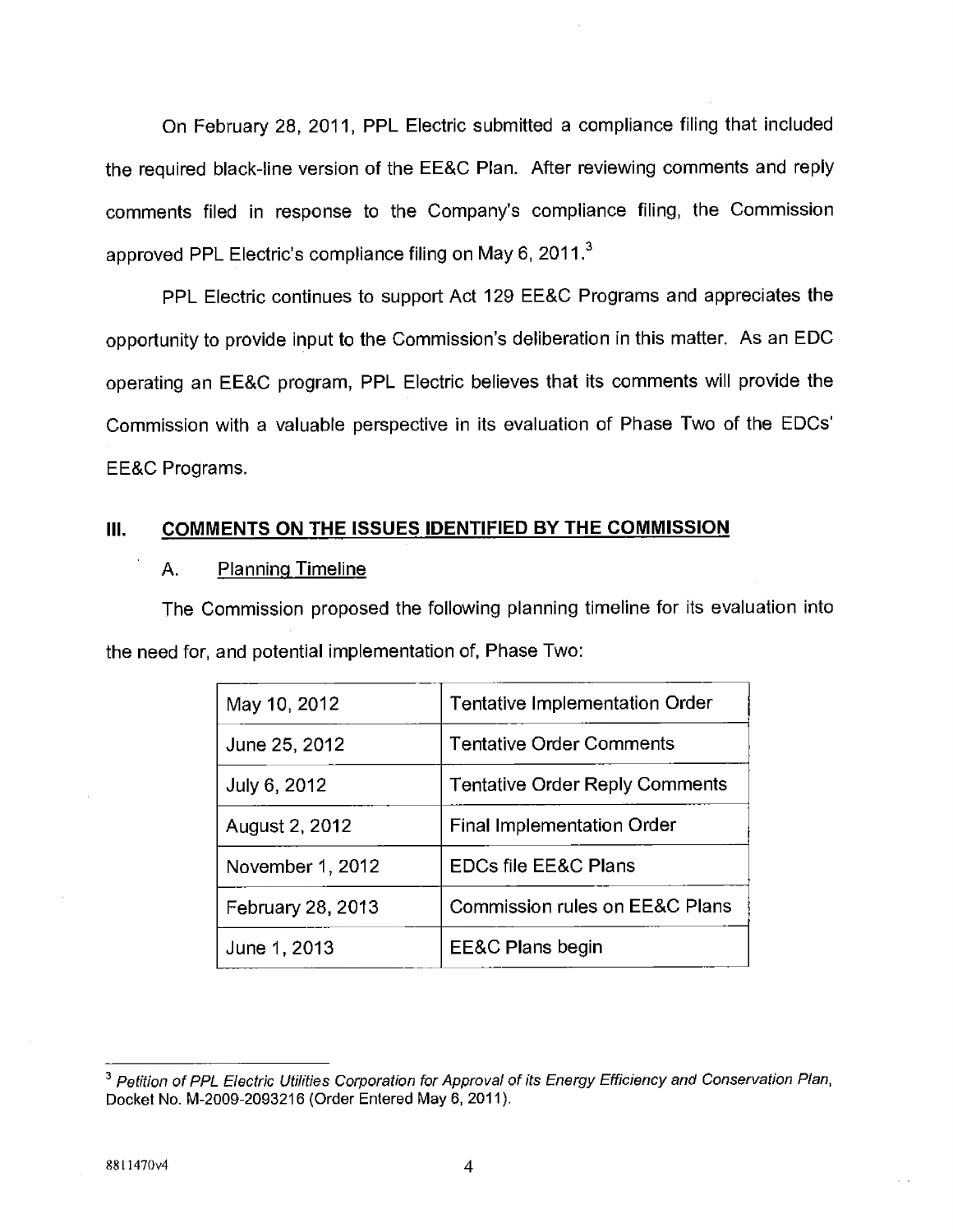On February 28, 2011, PPL Electric submitted a compliance filing that included the required black-line version of the EE&C Plan. After reviewing comments and reply comments filed in response to the Company's compliance filing, the Commission approved PPL Electric's compliance filing on May 6, 2011.[3]

PPL Electric continues to support Act 129 EE&C Programs and appreciates the opportunity to provide input to the Commission's deliberation in this matter. As an EDC operating an EE&C program, PPL Electric believes that its comments will provide the Commission with a valuable perspective in its evaluation of Phase Two of the EDCs' EE&C Programs.

## III. COMMENTS ON THE ISSUES IDENTIFIED BY THE COMMISSION

### A. Planning Timeline

The Commission proposed the following planning timeline for its evaluation into the need for, and potential implementation of, Phase Two:

| May 10, 2012 | Tentative Implementation Order |
|---|---|
| June 25, 2012 | Tentative Order Comments |
| July 6, 2012 | Tentative Order Reply Comments |
| August 2, 2012 | Final Implementation Order |
| November 1, 2012 | EDCs file EE&C Plans |
| February 28, 2013 | Commission rules on EE&C Plans |
| June 1, 2013 | EE&C Plans begin |

[3] *Petition of PPL Electric Utilities Corporation for Approval of its Energy Efficiency and Conservation Plan*, Docket No. M-2009-2093216 (Order Entered May 6, 2011).

8811470v4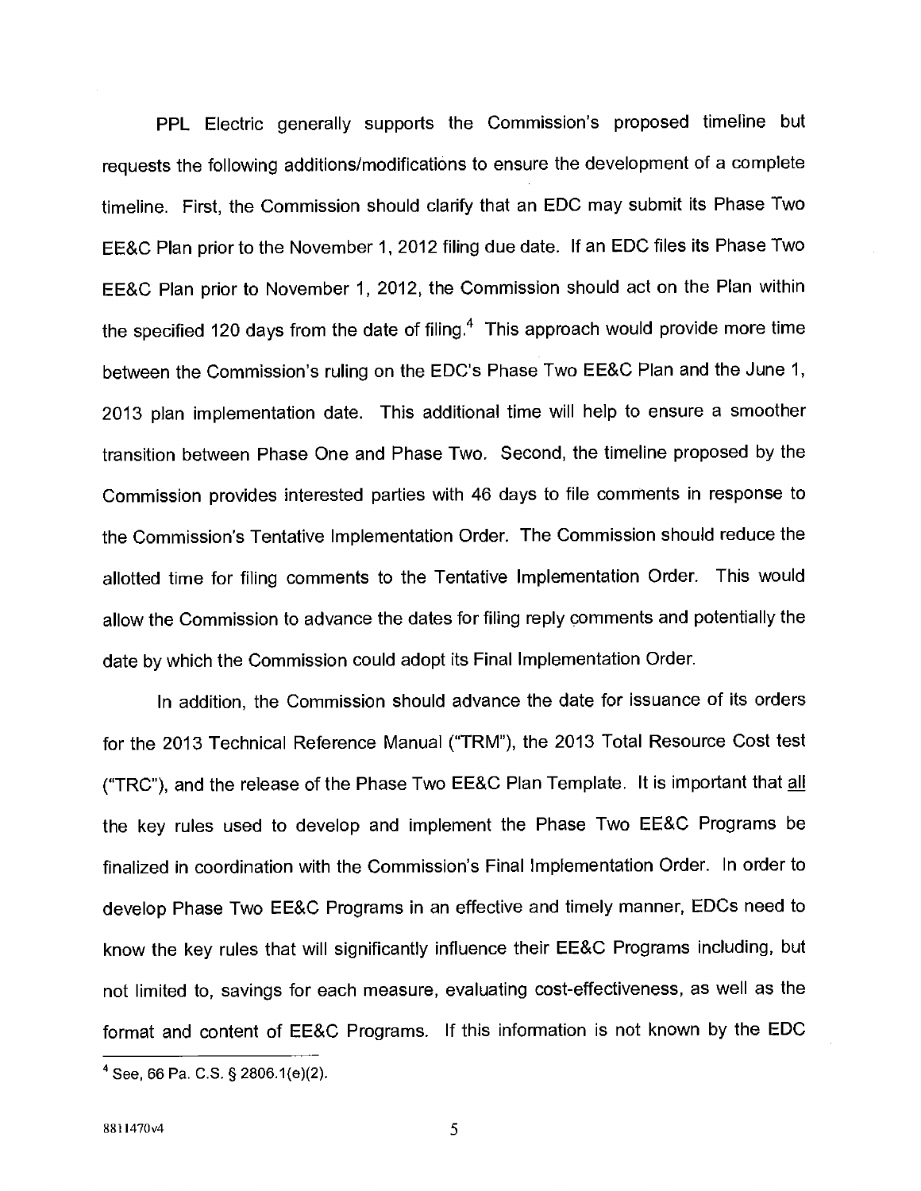PPL Electric generally supports the Commission's proposed timeline but requests the following additions/modifications to ensure the development of a complete timeline. First, the Commission should clarify that an EDC may submit its Phase Two EE&C Plan prior to the November 1, 2012 filing due date. If an EDC files its Phase Two EE&C Plan prior to November 1, 2012, the Commission should act on the Plan within the specified 120 days from the date of filing.[4] This approach would provide more time between the Commission's ruling on the EDC's Phase Two EE&C Plan and the June 1, 2013 plan implementation date. This additional time will help to ensure a smoother transition between Phase One and Phase Two. Second, the timeline proposed by the Commission provides interested parties with 46 days to file comments in response to the Commission's Tentative Implementation Order. The Commission should reduce the allotted time for filing comments to the Tentative Implementation Order. This would allow the Commission to advance the dates for filing reply comments and potentially the date by which the Commission could adopt its Final Implementation Order.

In addition, the Commission should advance the date for issuance of its orders for the 2013 Technical Reference Manual ("TRM"), the 2013 Total Resource Cost test ("TRC"), and the release of the Phase Two EE&C Plan Template. It is important that <u>all</u> the key rules used to develop and implement the Phase Two EE&C Programs be finalized in coordination with the Commission's Final Implementation Order. In order to develop Phase Two EE&C Programs in an effective and timely manner, EDCs need to know the key rules that will significantly influence their EE&C Programs including, but not limited to, savings for each measure, evaluating cost-effectiveness, as well as the format and content of EE&C Programs. If this information is not known by the EDC

---

[4] See, 66 Pa. C.S. § 2806.1(e)(2).

8811470v4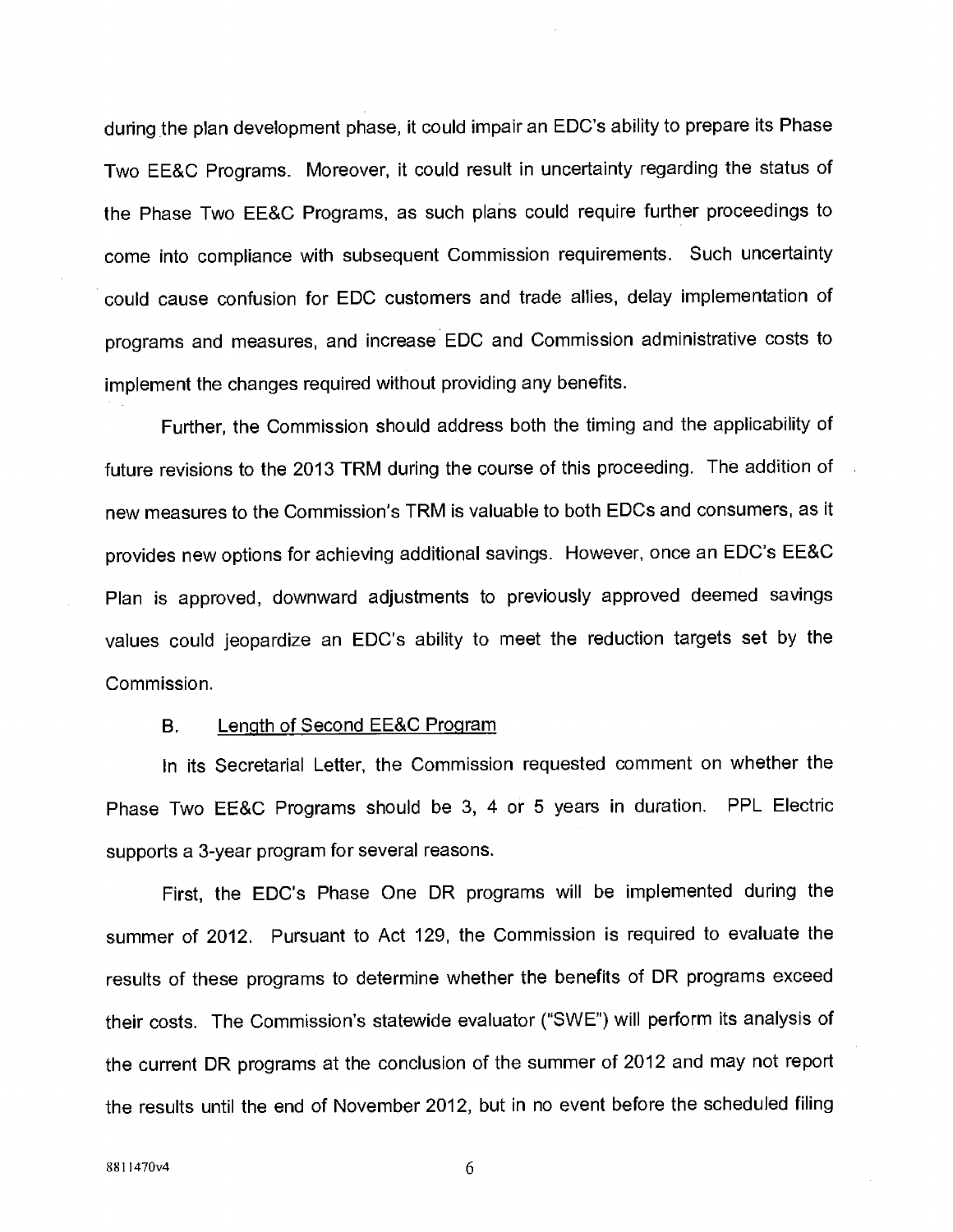during the plan development phase, it could impair an EDC's ability to prepare its Phase Two EE&C Programs. Moreover, it could result in uncertainty regarding the status of the Phase Two EE&C Programs, as such plans could require further proceedings to come into compliance with subsequent Commission requirements. Such uncertainty could cause confusion for EDC customers and trade allies, delay implementation of programs and measures, and increase EDC and Commission administrative costs to implement the changes required without providing any benefits.

Further, the Commission should address both the timing and the applicability of future revisions to the 2013 TRM during the course of this proceeding. The addition of new measures to the Commission's TRM is valuable to both EDCs and consumers, as it provides new options for achieving additional savings. However, once an EDC's EE&C Plan is approved, downward adjustments to previously approved deemed savings values could jeopardize an EDC's ability to meet the reduction targets set by the Commission.

B. Length of Second EE&C Program

In its Secretarial Letter, the Commission requested comment on whether the Phase Two EE&C Programs should be 3, 4 or 5 years in duration. PPL Electric supports a 3-year program for several reasons.

First, the EDC's Phase One DR programs will be implemented during the summer of 2012. Pursuant to Act 129, the Commission is required to evaluate the results of these programs to determine whether the benefits of DR programs exceed their costs. The Commission's statewide evaluator ("SWE") will perform its analysis of the current DR programs at the conclusion of the summer of 2012 and may not report the results until the end of November 2012, but in no event before the scheduled filing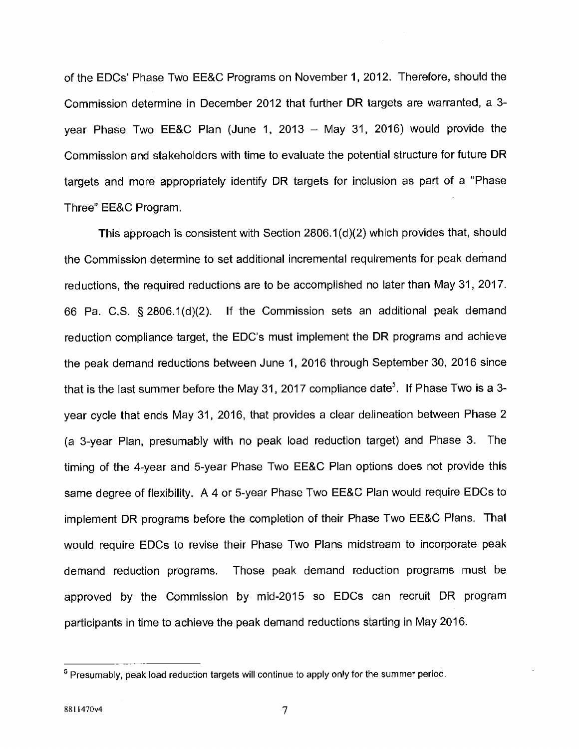of the EDCs' Phase Two EE&C Programs on November 1, 2012. Therefore, should the Commission determine in December 2012 that further DR targets are warranted, a 3-year Phase Two EE&C Plan (June 1, 2013 – May 31, 2016) would provide the Commission and stakeholders with time to evaluate the potential structure for future DR targets and more appropriately identify DR targets for inclusion as part of a "Phase Three" EE&C Program.

This approach is consistent with Section 2806.1(d)(2) which provides that, should the Commission determine to set additional incremental requirements for peak demand reductions, the required reductions are to be accomplished no later than May 31, 2017. 66 Pa. C.S. § 2806.1(d)(2). If the Commission sets an additional peak demand reduction compliance target, the EDC's must implement the DR programs and achieve the peak demand reductions between June 1, 2016 through September 30, 2016 since that is the last summer before the May 31, 2017 compliance date[5]. If Phase Two is a 3-year cycle that ends May 31, 2016, that provides a clear delineation between Phase 2 (a 3-year Plan, presumably with no peak load reduction target) and Phase 3. The timing of the 4-year and 5-year Phase Two EE&C Plan options does not provide this same degree of flexibility. A 4 or 5-year Phase Two EE&C Plan would require EDCs to implement DR programs before the completion of their Phase Two EE&C Plans. That would require EDCs to revise their Phase Two Plans midstream to incorporate peak demand reduction programs. Those peak demand reduction programs must be approved by the Commission by mid-2015 so EDCs can recruit DR program participants in time to achieve the peak demand reductions starting in May 2016.

---

[5] Presumably, peak load reduction targets will continue to apply only for the summer period.

8811470v4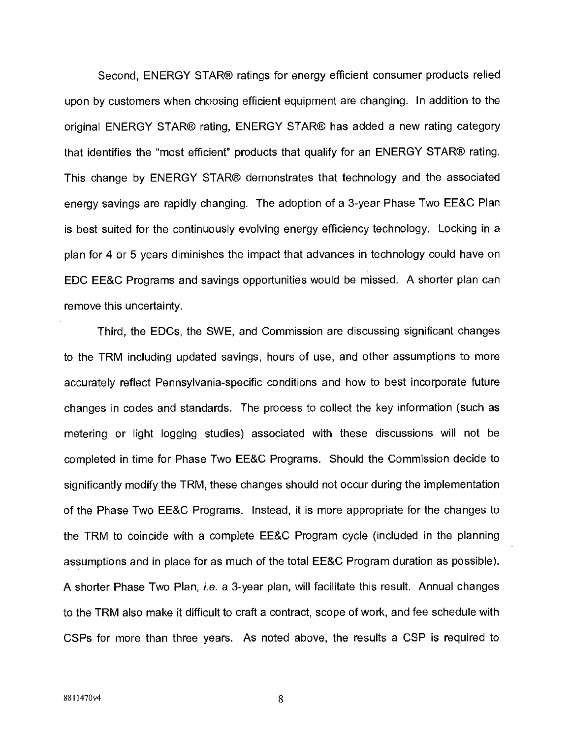Second, ENERGY STAR® ratings for energy efficient consumer products relied upon by customers when choosing efficient equipment are changing. In addition to the original ENERGY STAR® rating, ENERGY STAR® has added a new rating category that identifies the "most efficient" products that qualify for an ENERGY STAR® rating. This change by ENERGY STAR® demonstrates that technology and the associated energy savings are rapidly changing. The adoption of a 3-year Phase Two EE&C Plan is best suited for the continuously evolving energy efficiency technology. Locking in a plan for 4 or 5 years diminishes the impact that advances in technology could have on EDC EE&C Programs and savings opportunities would be missed. A shorter plan can remove this uncertainty.

Third, the EDCs, the SWE, and Commission are discussing significant changes to the TRM including updated savings, hours of use, and other assumptions to more accurately reflect Pennsylvania-specific conditions and how to best incorporate future changes in codes and standards. The process to collect the key information (such as metering or light logging studies) associated with these discussions will not be completed in time for Phase Two EE&C Programs. Should the Commission decide to significantly modify the TRM, these changes should not occur during the implementation of the Phase Two EE&C Programs. Instead, it is more appropriate for the changes to the TRM to coincide with a complete EE&C Program cycle (included in the planning assumptions and in place for as much of the total EE&C Program duration as possible). A shorter Phase Two Plan, *i.e.* a 3-year plan, will facilitate this result. Annual changes to the TRM also make it difficult to craft a contract, scope of work, and fee schedule with CSPs for more than three years. As noted above, the results a CSP is required to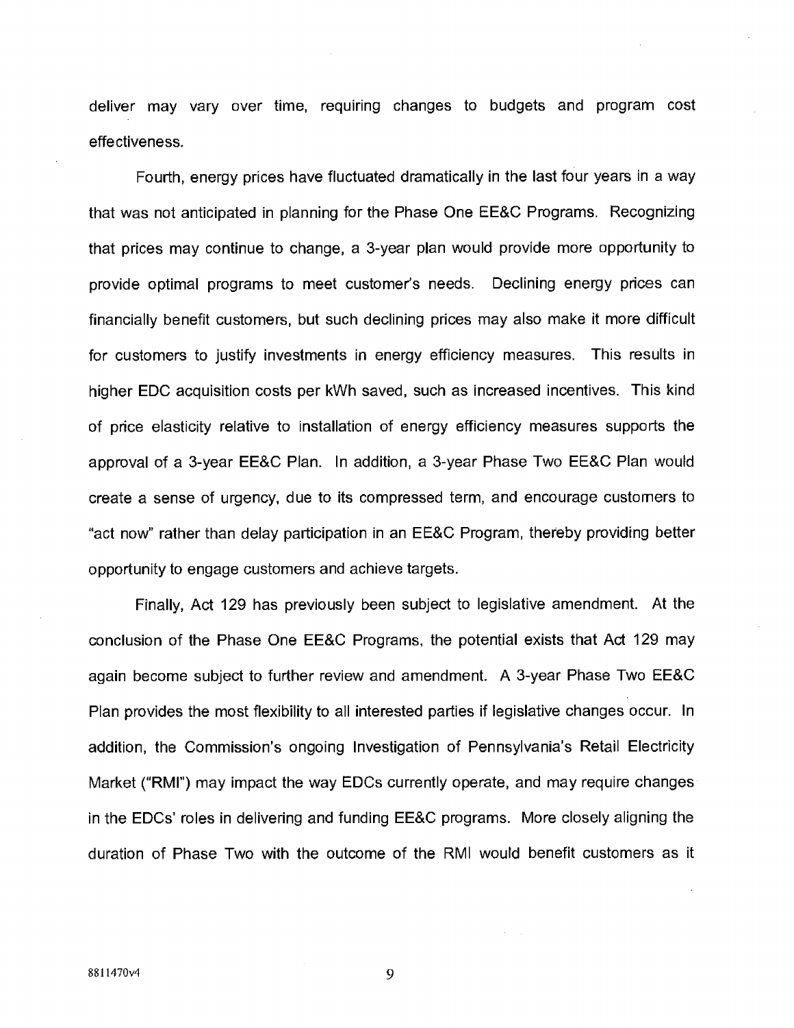deliver may vary over time, requiring changes to budgets and program cost effectiveness.

Fourth, energy prices have fluctuated dramatically in the last four years in a way that was not anticipated in planning for the Phase One EE&C Programs. Recognizing that prices may continue to change, a 3-year plan would provide more opportunity to provide optimal programs to meet customer's needs. Declining energy prices can financially benefit customers, but such declining prices may also make it more difficult for customers to justify investments in energy efficiency measures. This results in higher EDC acquisition costs per kWh saved, such as increased incentives. This kind of price elasticity relative to installation of energy efficiency measures supports the approval of a 3-year EE&C Plan. In addition, a 3-year Phase Two EE&C Plan would create a sense of urgency, due to its compressed term, and encourage customers to "act now" rather than delay participation in an EE&C Program, thereby providing better opportunity to engage customers and achieve targets.

Finally, Act 129 has previously been subject to legislative amendment. At the conclusion of the Phase One EE&C Programs, the potential exists that Act 129 may again become subject to further review and amendment. A 3-year Phase Two EE&C Plan provides the most flexibility to all interested parties if legislative changes occur. In addition, the Commission's ongoing Investigation of Pennsylvania's Retail Electricity Market ("RMI") may impact the way EDCs currently operate, and may require changes in the EDCs' roles in delivering and funding EE&C programs. More closely aligning the duration of Phase Two with the outcome of the RMI would benefit customers as it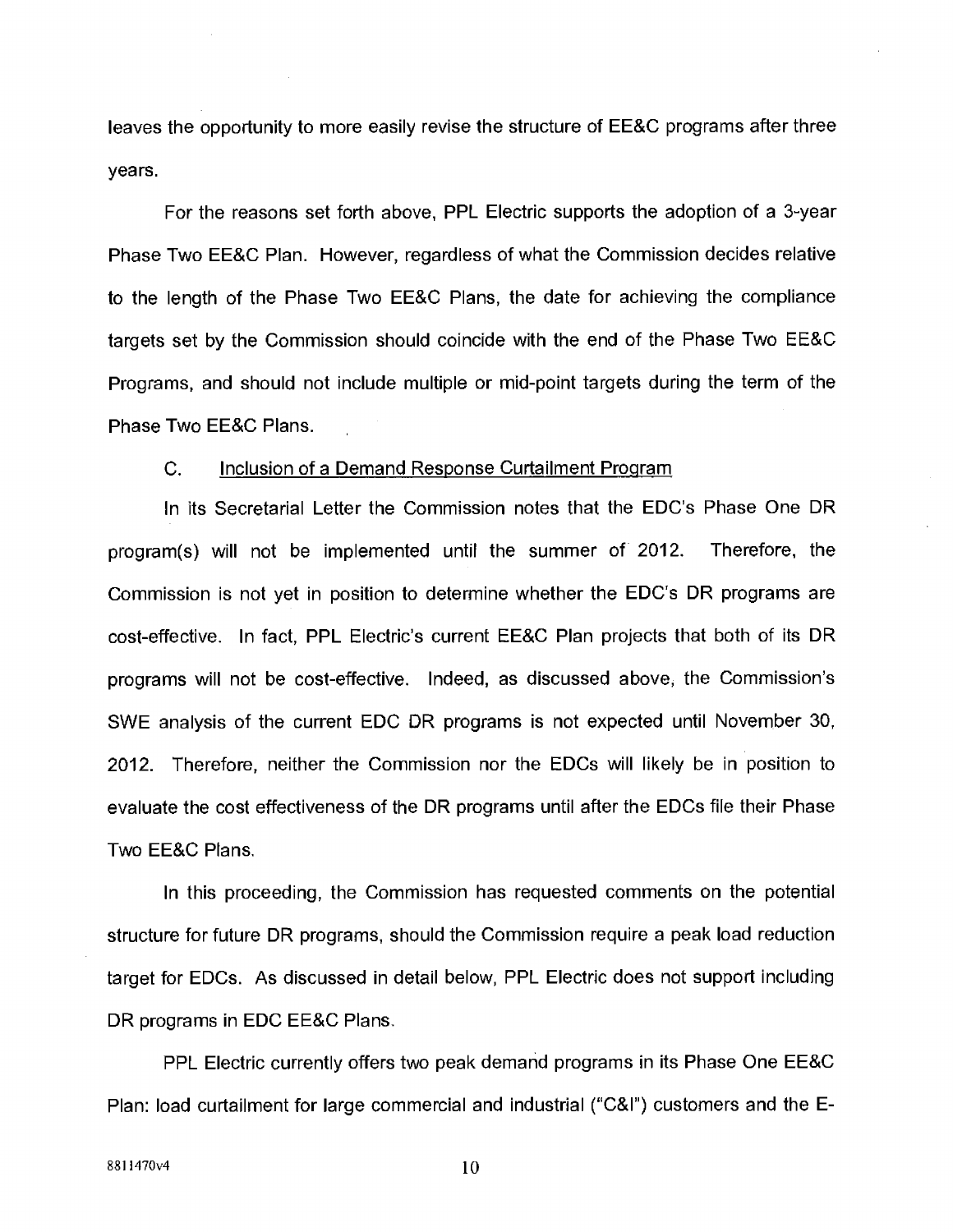leaves the opportunity to more easily revise the structure of EE&C programs after three years.

For the reasons set forth above, PPL Electric supports the adoption of a 3-year Phase Two EE&C Plan. However, regardless of what the Commission decides relative to the length of the Phase Two EE&C Plans, the date for achieving the compliance targets set by the Commission should coincide with the end of the Phase Two EE&C Programs, and should not include multiple or mid-point targets during the term of the Phase Two EE&C Plans.

C. Inclusion of a Demand Response Curtailment Program

In its Secretarial Letter the Commission notes that the EDC's Phase One DR program(s) will not be implemented until the summer of 2012. Therefore, the Commission is not yet in position to determine whether the EDC's DR programs are cost-effective. In fact, PPL Electric's current EE&C Plan projects that both of its DR programs will not be cost-effective. Indeed, as discussed above, the Commission's SWE analysis of the current EDC DR programs is not expected until November 30, 2012. Therefore, neither the Commission nor the EDCs will likely be in position to evaluate the cost effectiveness of the DR programs until after the EDCs file their Phase Two EE&C Plans.

In this proceeding, the Commission has requested comments on the potential structure for future DR programs, should the Commission require a peak load reduction target for EDCs. As discussed in detail below, PPL Electric does not support including DR programs in EDC EE&C Plans.

PPL Electric currently offers two peak demand programs in its Phase One EE&C Plan: load curtailment for large commercial and industrial ("C&I") customers and the E-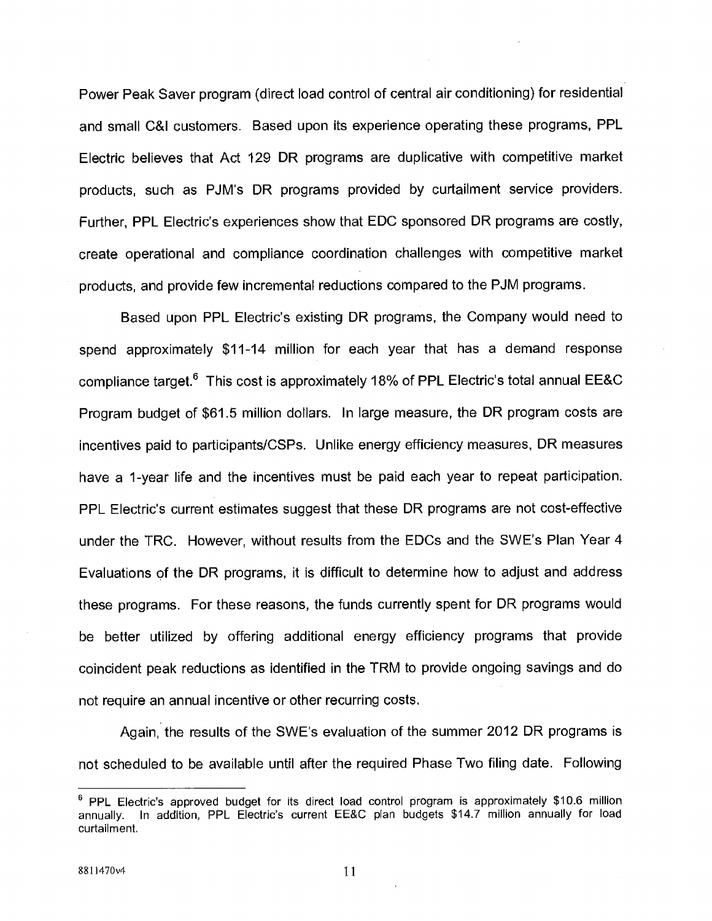Power Peak Saver program (direct load control of central air conditioning) for residential and small C&I customers. Based upon its experience operating these programs, PPL Electric believes that Act 129 DR programs are duplicative with competitive market products, such as PJM's DR programs provided by curtailment service providers. Further, PPL Electric's experiences show that EDC sponsored DR programs are costly, create operational and compliance coordination challenges with competitive market products, and provide few incremental reductions compared to the PJM programs.

Based upon PPL Electric's existing DR programs, the Company would need to spend approximately \$11-14 million for each year that has a demand response compliance target.[6] This cost is approximately 18% of PPL Electric's total annual EE&C Program budget of \$61.5 million dollars. In large measure, the DR program costs are incentives paid to participants/CSPs. Unlike energy efficiency measures, DR measures have a 1-year life and the incentives must be paid each year to repeat participation. PPL Electric's current estimates suggest that these DR programs are not cost-effective under the TRC. However, without results from the EDCs and the SWE's Plan Year 4 Evaluations of the DR programs, it is difficult to determine how to adjust and address these programs. For these reasons, the funds currently spent for DR programs would be better utilized by offering additional energy efficiency programs that provide coincident peak reductions as identified in the TRM to provide ongoing savings and do not require an annual incentive or other recurring costs.

Again, the results of the SWE's evaluation of the summer 2012 DR programs is not scheduled to be available until after the required Phase Two filing date. Following

---

[6] PPL Electric's approved budget for its direct load control program is approximately \$10.6 million annually. In addition, PPL Electric's current EE&C plan budgets \$14.7 million annually for load curtailment.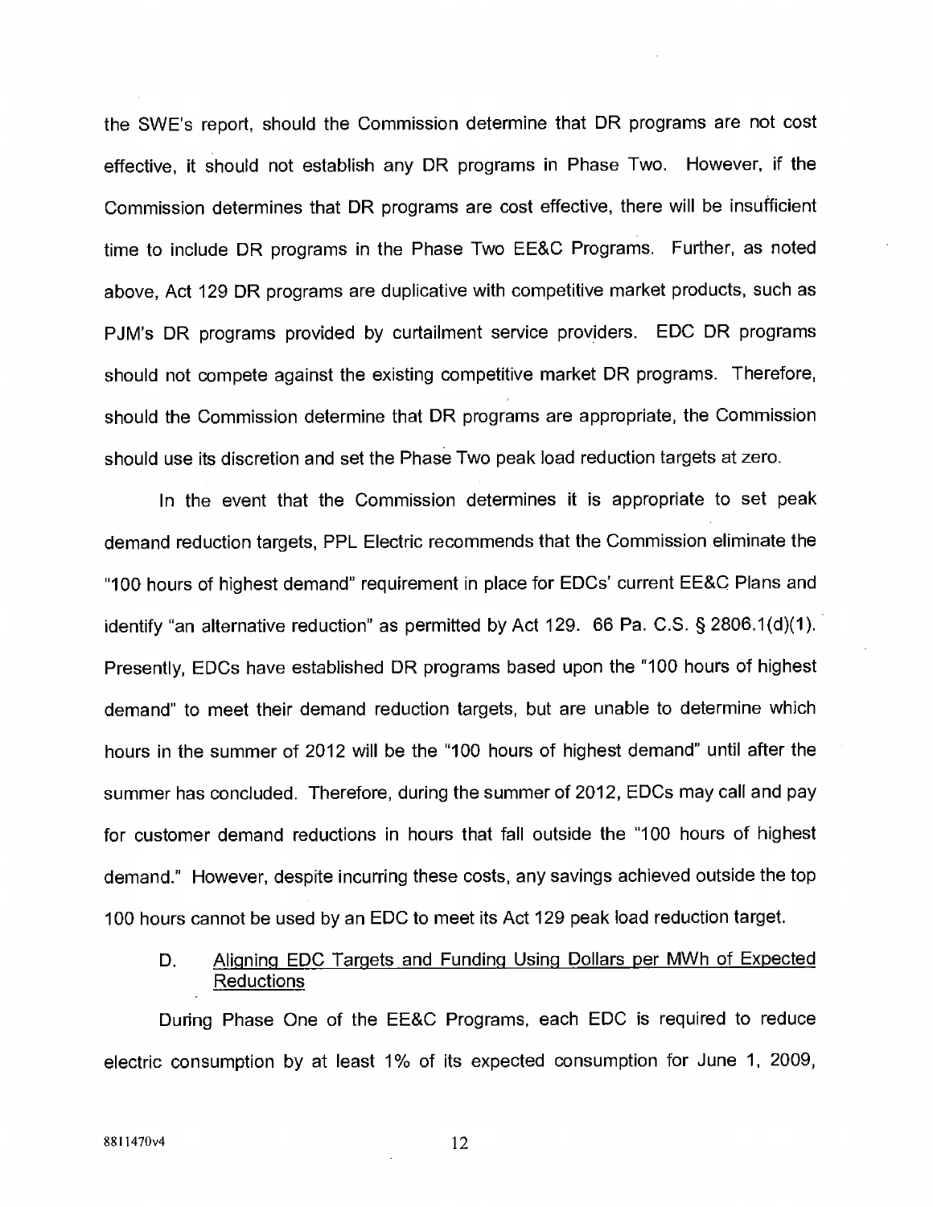the SWE's report, should the Commission determine that DR programs are not cost effective, it should not establish any DR programs in Phase Two. However, if the Commission determines that DR programs are cost effective, there will be insufficient time to include DR programs in the Phase Two EE&C Programs. Further, as noted above, Act 129 DR programs are duplicative with competitive market products, such as PJM's DR programs provided by curtailment service providers. EDC DR programs should not compete against the existing competitive market DR programs. Therefore, should the Commission determine that DR programs are appropriate, the Commission should use its discretion and set the Phase Two peak load reduction targets at zero.

In the event that the Commission determines it is appropriate to set peak demand reduction targets, PPL Electric recommends that the Commission eliminate the "100 hours of highest demand" requirement in place for EDCs' current EE&C Plans and identify "an alternative reduction" as permitted by Act 129. 66 Pa. C.S. § 2806.1(d)(1). Presently, EDCs have established DR programs based upon the "100 hours of highest demand" to meet their demand reduction targets, but are unable to determine which hours in the summer of 2012 will be the "100 hours of highest demand" until after the summer has concluded. Therefore, during the summer of 2012, EDCs may call and pay for customer demand reductions in hours that fall outside the "100 hours of highest demand." However, despite incurring these costs, any savings achieved outside the top 100 hours cannot be used by an EDC to meet its Act 129 peak load reduction target.

### D. Aligning EDC Targets and Funding Using Dollars per MWh of Expected Reductions

During Phase One of the EE&C Programs, each EDC is required to reduce electric consumption by at least 1% of its expected consumption for June 1, 2009,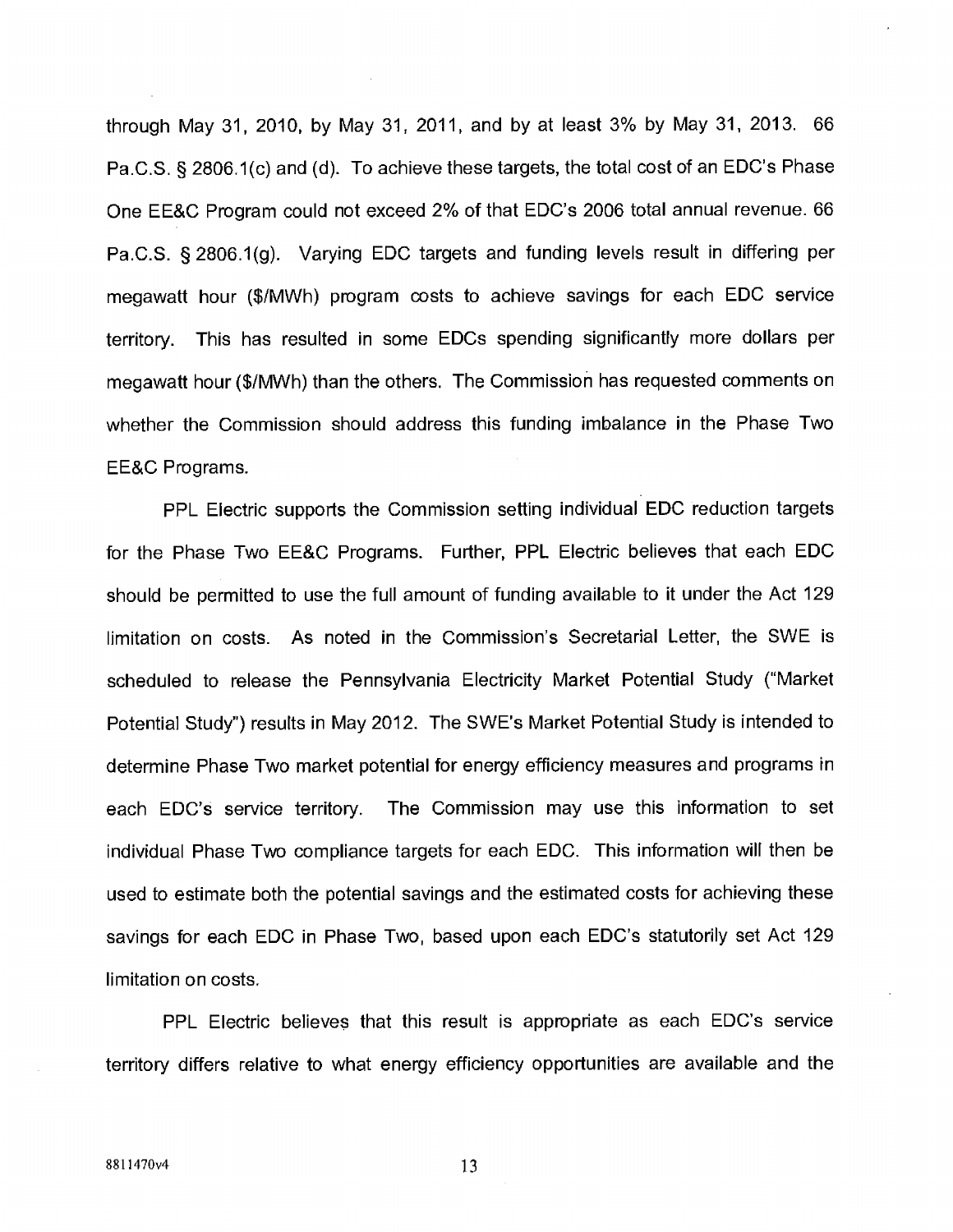through May 31, 2010, by May 31, 2011, and by at least 3% by May 31, 2013. 66 Pa.C.S. § 2806.1(c) and (d). To achieve these targets, the total cost of an EDC's Phase One EE&C Program could not exceed 2% of that EDC's 2006 total annual revenue. 66 Pa.C.S. § 2806.1(g). Varying EDC targets and funding levels result in differing per megawatt hour ($/MWh) program costs to achieve savings for each EDC service territory. This has resulted in some EDCs spending significantly more dollars per megawatt hour ($/MWh) than the others. The Commission has requested comments on whether the Commission should address this funding imbalance in the Phase Two EE&C Programs.

PPL Electric supports the Commission setting individual EDC reduction targets for the Phase Two EE&C Programs. Further, PPL Electric believes that each EDC should be permitted to use the full amount of funding available to it under the Act 129 limitation on costs. As noted in the Commission's Secretarial Letter, the SWE is scheduled to release the Pennsylvania Electricity Market Potential Study ("Market Potential Study") results in May 2012. The SWE's Market Potential Study is intended to determine Phase Two market potential for energy efficiency measures and programs in each EDC's service territory. The Commission may use this information to set individual Phase Two compliance targets for each EDC. This information will then be used to estimate both the potential savings and the estimated costs for achieving these savings for each EDC in Phase Two, based upon each EDC's statutorily set Act 129 limitation on costs.

PPL Electric believes that this result is appropriate as each EDC's service territory differs relative to what energy efficiency opportunities are available and the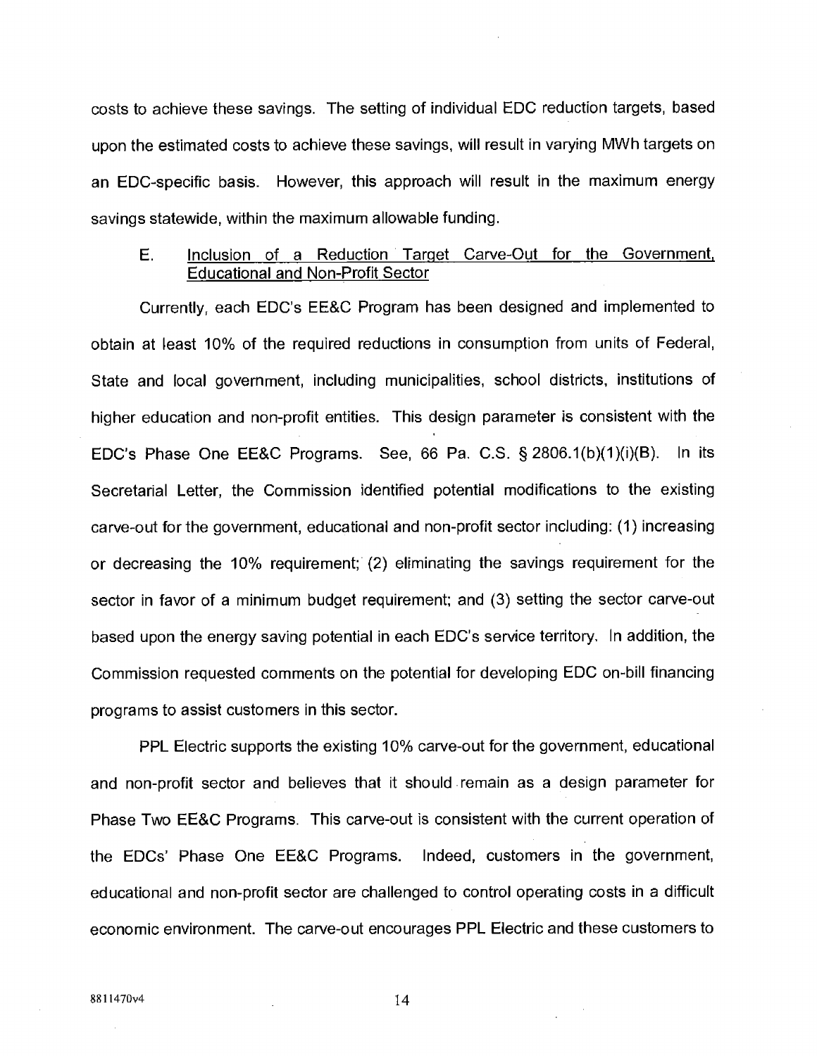costs to achieve these savings. The setting of individual EDC reduction targets, based upon the estimated costs to achieve these savings, will result in varying MWh targets on an EDC-specific basis. However, this approach will result in the maximum energy savings statewide, within the maximum allowable funding.

### E. Inclusion of a Reduction Target Carve-Out for the Government, Educational and Non-Profit Sector

Currently, each EDC's EE&C Program has been designed and implemented to obtain at least 10% of the required reductions in consumption from units of Federal, State and local government, including municipalities, school districts, institutions of higher education and non-profit entities. This design parameter is consistent with the EDC's Phase One EE&C Programs. See, 66 Pa. C.S. § 2806.1(b)(1)(i)(B). In its Secretarial Letter, the Commission identified potential modifications to the existing carve-out for the government, educational and non-profit sector including: (1) increasing or decreasing the 10% requirement; (2) eliminating the savings requirement for the sector in favor of a minimum budget requirement; and (3) setting the sector carve-out based upon the energy saving potential in each EDC's service territory. In addition, the Commission requested comments on the potential for developing EDC on-bill financing programs to assist customers in this sector.

PPL Electric supports the existing 10% carve-out for the government, educational and non-profit sector and believes that it should remain as a design parameter for Phase Two EE&C Programs. This carve-out is consistent with the current operation of the EDCs' Phase One EE&C Programs. Indeed, customers in the government, educational and non-profit sector are challenged to control operating costs in a difficult economic environment. The carve-out encourages PPL Electric and these customers to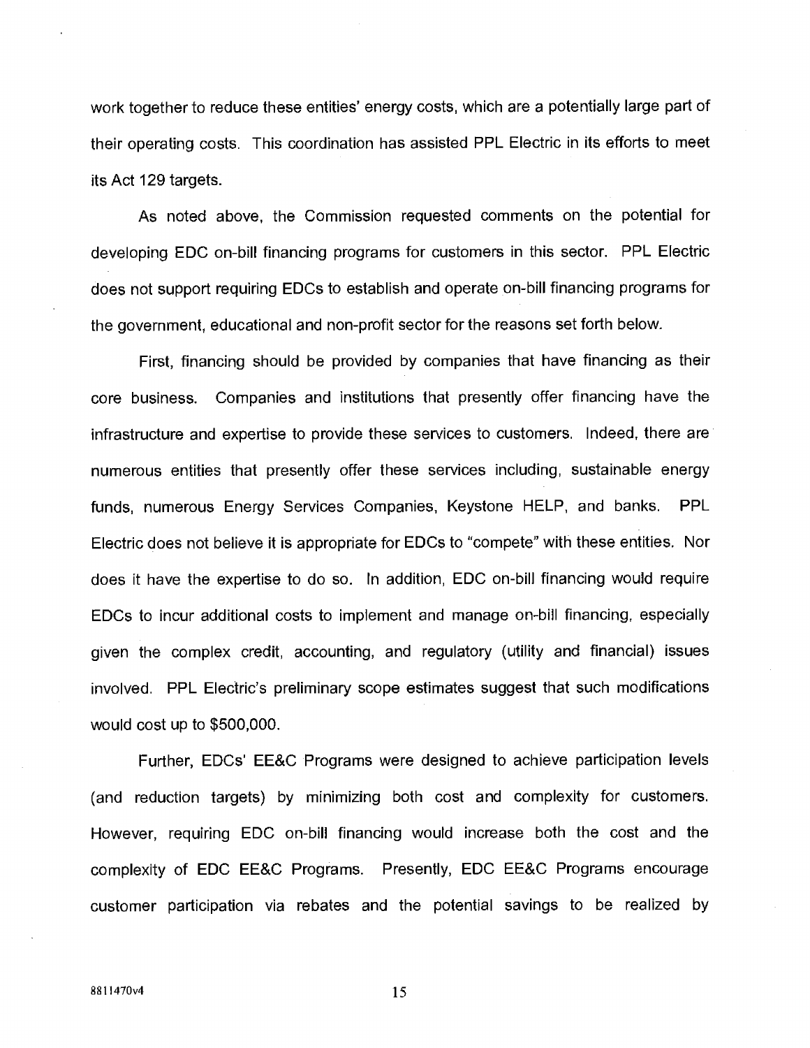work together to reduce these entities' energy costs, which are a potentially large part of their operating costs. This coordination has assisted PPL Electric in its efforts to meet its Act 129 targets.

As noted above, the Commission requested comments on the potential for developing EDC on-bill financing programs for customers in this sector. PPL Electric does not support requiring EDCs to establish and operate on-bill financing programs for the government, educational and non-profit sector for the reasons set forth below.

First, financing should be provided by companies that have financing as their core business. Companies and institutions that presently offer financing have the infrastructure and expertise to provide these services to customers. Indeed, there are numerous entities that presently offer these services including, sustainable energy funds, numerous Energy Services Companies, Keystone HELP, and banks. PPL Electric does not believe it is appropriate for EDCs to "compete" with these entities. Nor does it have the expertise to do so. In addition, EDC on-bill financing would require EDCs to incur additional costs to implement and manage on-bill financing, especially given the complex credit, accounting, and regulatory (utility and financial) issues involved. PPL Electric's preliminary scope estimates suggest that such modifications would cost up to $500,000.

Further, EDCs' EE&C Programs were designed to achieve participation levels (and reduction targets) by minimizing both cost and complexity for customers. However, requiring EDC on-bill financing would increase both the cost and the complexity of EDC EE&C Programs. Presently, EDC EE&C Programs encourage customer participation via rebates and the potential savings to be realized by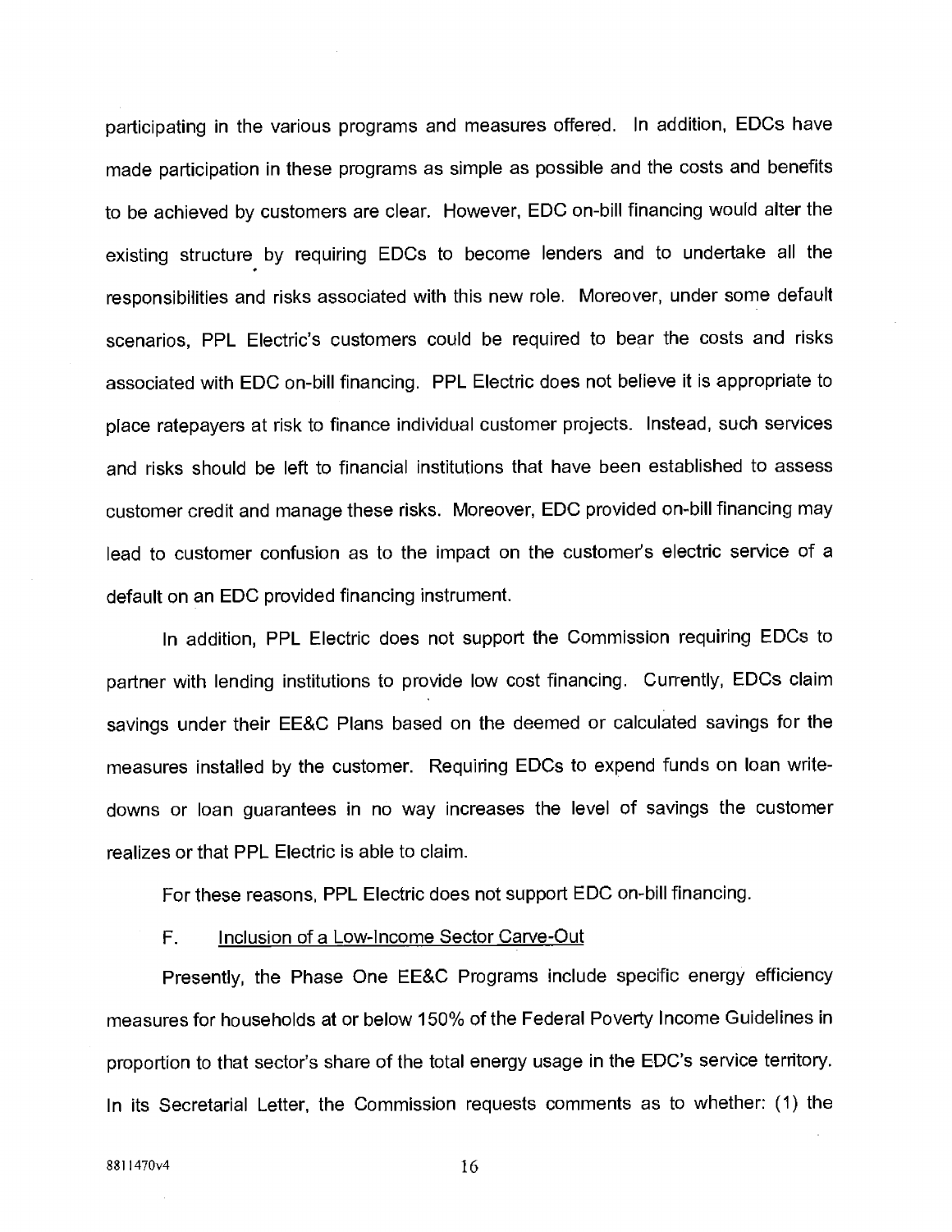participating in the various programs and measures offered. In addition, EDCs have made participation in these programs as simple as possible and the costs and benefits to be achieved by customers are clear. However, EDC on-bill financing would alter the existing structure by requiring EDCs to become lenders and to undertake all the responsibilities and risks associated with this new role. Moreover, under some default scenarios, PPL Electric's customers could be required to bear the costs and risks associated with EDC on-bill financing. PPL Electric does not believe it is appropriate to place ratepayers at risk to finance individual customer projects. Instead, such services and risks should be left to financial institutions that have been established to assess customer credit and manage these risks. Moreover, EDC provided on-bill financing may lead to customer confusion as to the impact on the customer's electric service of a default on an EDC provided financing instrument.

In addition, PPL Electric does not support the Commission requiring EDCs to partner with lending institutions to provide low cost financing. Currently, EDCs claim savings under their EE&C Plans based on the deemed or calculated savings for the measures installed by the customer. Requiring EDCs to expend funds on loan write-downs or loan guarantees in no way increases the level of savings the customer realizes or that PPL Electric is able to claim.

For these reasons, PPL Electric does not support EDC on-bill financing.

F. Inclusion of a Low-Income Sector Carve-Out

Presently, the Phase One EE&C Programs include specific energy efficiency measures for households at or below 150% of the Federal Poverty Income Guidelines in proportion to that sector's share of the total energy usage in the EDC's service territory. In its Secretarial Letter, the Commission requests comments as to whether: (1) the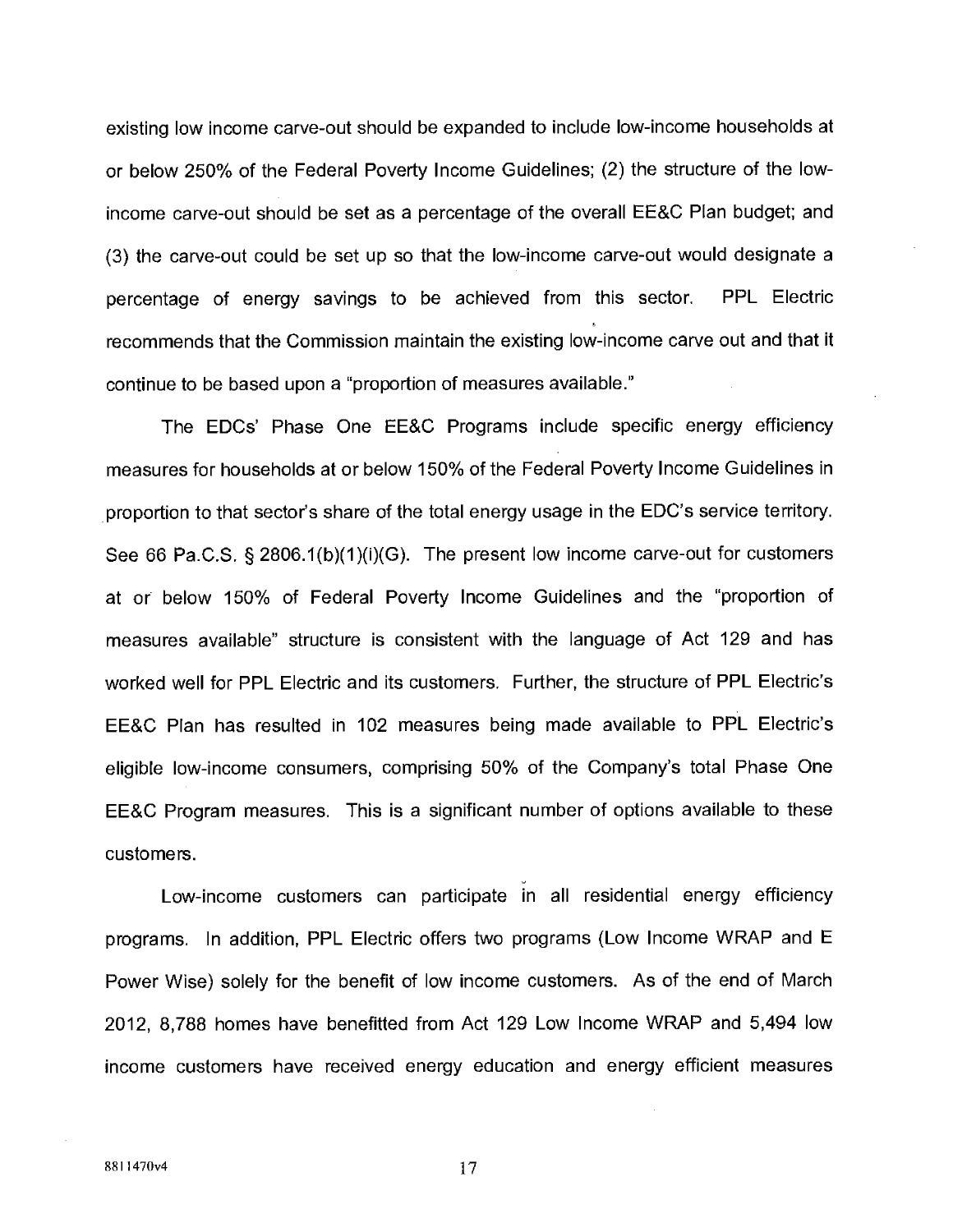existing low income carve-out should be expanded to include low-income households at or below 250% of the Federal Poverty Income Guidelines; (2) the structure of the low-income carve-out should be set as a percentage of the overall EE&C Plan budget; and (3) the carve-out could be set up so that the low-income carve-out would designate a percentage of energy savings to be achieved from this sector. PPL Electric recommends that the Commission maintain the existing low-income carve out and that it continue to be based upon a "proportion of measures available."

The EDCs' Phase One EE&C Programs include specific energy efficiency measures for households at or below 150% of the Federal Poverty Income Guidelines in proportion to that sector's share of the total energy usage in the EDC's service territory. See 66 Pa.C.S. § 2806.1(b)(1)(i)(G). The present low income carve-out for customers at or below 150% of Federal Poverty Income Guidelines and the "proportion of measures available" structure is consistent with the language of Act 129 and has worked well for PPL Electric and its customers. Further, the structure of PPL Electric's EE&C Plan has resulted in 102 measures being made available to PPL Electric's eligible low-income consumers, comprising 50% of the Company's total Phase One EE&C Program measures. This is a significant number of options available to these customers.

Low-income customers can participate in all residential energy efficiency programs. In addition, PPL Electric offers two programs (Low Income WRAP and E Power Wise) solely for the benefit of low income customers. As of the end of March 2012, 8,788 homes have benefitted from Act 129 Low Income WRAP and 5,494 low income customers have received energy education and energy efficient measures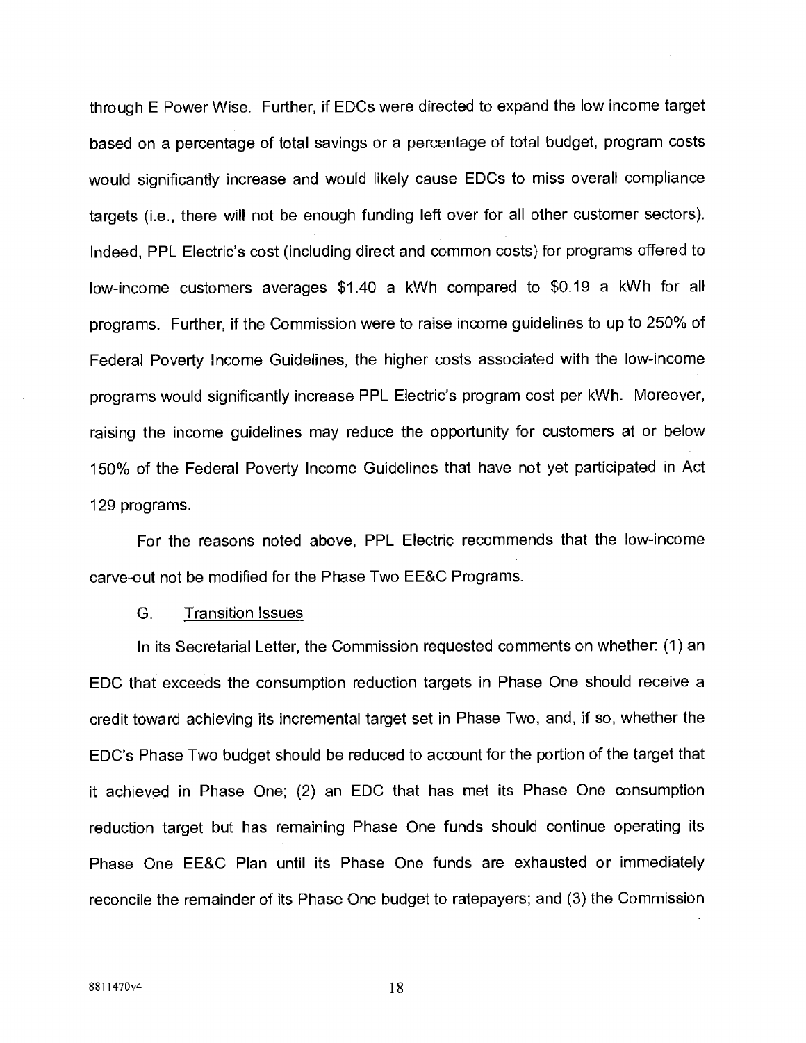through E Power Wise. Further, if EDCs were directed to expand the low income target based on a percentage of total savings or a percentage of total budget, program costs would significantly increase and would likely cause EDCs to miss overall compliance targets (i.e., there will not be enough funding left over for all other customer sectors). Indeed, PPL Electric's cost (including direct and common costs) for programs offered to low-income customers averages $1.40 a kWh compared to $0.19 a kWh for all programs. Further, if the Commission were to raise income guidelines to up to 250% of Federal Poverty Income Guidelines, the higher costs associated with the low-income programs would significantly increase PPL Electric's program cost per kWh. Moreover, raising the income guidelines may reduce the opportunity for customers at or below 150% of the Federal Poverty Income Guidelines that have not yet participated in Act 129 programs.

For the reasons noted above, PPL Electric recommends that the low-income carve-out not be modified for the Phase Two EE&C Programs.

### G. Transition Issues

In its Secretarial Letter, the Commission requested comments on whether: (1) an EDC that exceeds the consumption reduction targets in Phase One should receive a credit toward achieving its incremental target set in Phase Two, and, if so, whether the EDC's Phase Two budget should be reduced to account for the portion of the target that it achieved in Phase One; (2) an EDC that has met its Phase One consumption reduction target but has remaining Phase One funds should continue operating its Phase One EE&C Plan until its Phase One funds are exhausted or immediately reconcile the remainder of its Phase One budget to ratepayers; and (3) the Commission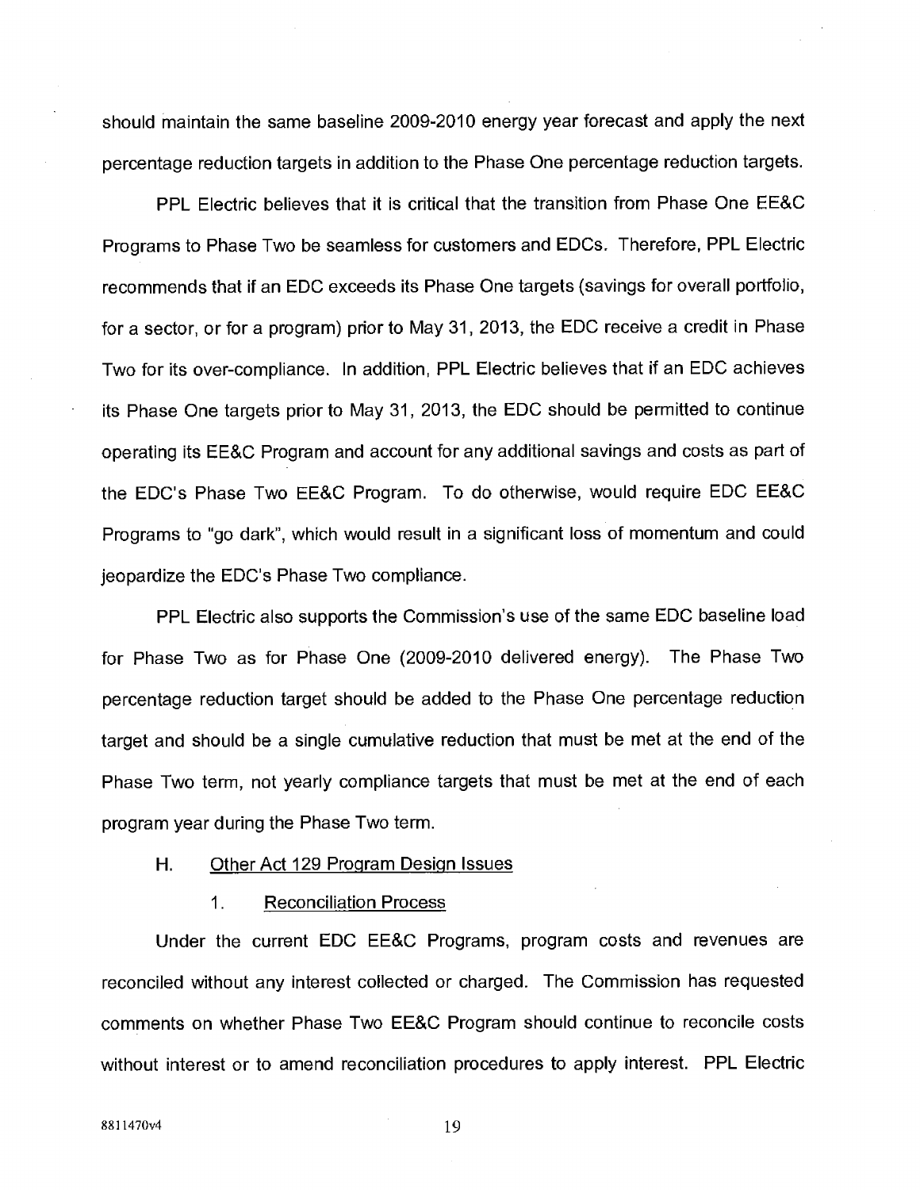should maintain the same baseline 2009-2010 energy year forecast and apply the next percentage reduction targets in addition to the Phase One percentage reduction targets.

PPL Electric believes that it is critical that the transition from Phase One EE&C Programs to Phase Two be seamless for customers and EDCs. Therefore, PPL Electric recommends that if an EDC exceeds its Phase One targets (savings for overall portfolio, for a sector, or for a program) prior to May 31, 2013, the EDC receive a credit in Phase Two for its over-compliance. In addition, PPL Electric believes that if an EDC achieves its Phase One targets prior to May 31, 2013, the EDC should be permitted to continue operating its EE&C Program and account for any additional savings and costs as part of the EDC's Phase Two EE&C Program. To do otherwise, would require EDC EE&C Programs to "go dark", which would result in a significant loss of momentum and could jeopardize the EDC's Phase Two compliance.

PPL Electric also supports the Commission's use of the same EDC baseline load for Phase Two as for Phase One (2009-2010 delivered energy). The Phase Two percentage reduction target should be added to the Phase One percentage reduction target and should be a single cumulative reduction that must be met at the end of the Phase Two term, not yearly compliance targets that must be met at the end of each program year during the Phase Two term.

### H. Other Act 129 Program Design Issues

#### 1. Reconciliation Process

Under the current EDC EE&C Programs, program costs and revenues are reconciled without any interest collected or charged. The Commission has requested comments on whether Phase Two EE&C Program should continue to reconcile costs without interest or to amend reconciliation procedures to apply interest. PPL Electric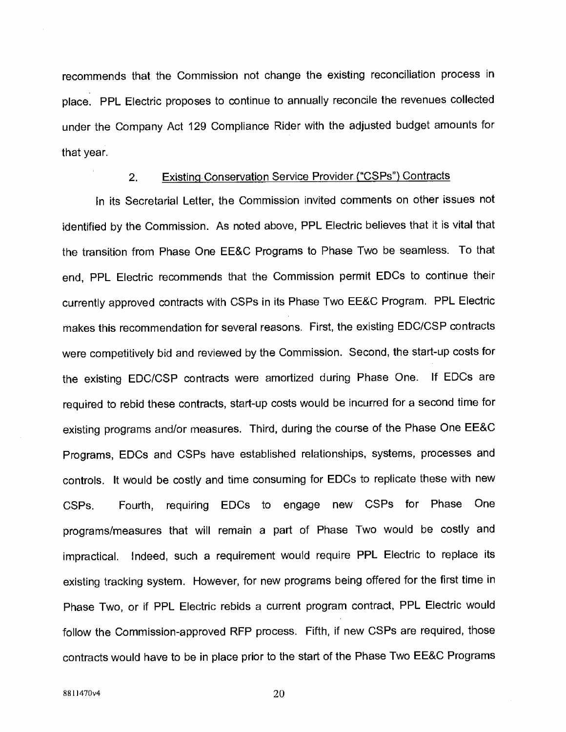recommends that the Commission not change the existing reconciliation process in place. PPL Electric proposes to continue to annually reconcile the revenues collected under the Company Act 129 Compliance Rider with the adjusted budget amounts for that year.

2. Existing Conservation Service Provider ("CSPs") Contracts

In its Secretarial Letter, the Commission invited comments on other issues not identified by the Commission. As noted above, PPL Electric believes that it is vital that the transition from Phase One EE&C Programs to Phase Two be seamless. To that end, PPL Electric recommends that the Commission permit EDCs to continue their currently approved contracts with CSPs in its Phase Two EE&C Program. PPL Electric makes this recommendation for several reasons. First, the existing EDC/CSP contracts were competitively bid and reviewed by the Commission. Second, the start-up costs for the existing EDC/CSP contracts were amortized during Phase One. If EDCs are required to rebid these contracts, start-up costs would be incurred for a second time for existing programs and/or measures. Third, during the course of the Phase One EE&C Programs, EDCs and CSPs have established relationships, systems, processes and controls. It would be costly and time consuming for EDCs to replicate these with new CSPs. Fourth, requiring EDCs to engage new CSPs for Phase One programs/measures that will remain a part of Phase Two would be costly and impractical. Indeed, such a requirement would require PPL Electric to replace its existing tracking system. However, for new programs being offered for the first time in Phase Two, or if PPL Electric rebids a current program contract, PPL Electric would follow the Commission-approved RFP process. Fifth, if new CSPs are required, those contracts would have to be in place prior to the start of the Phase Two EE&C Programs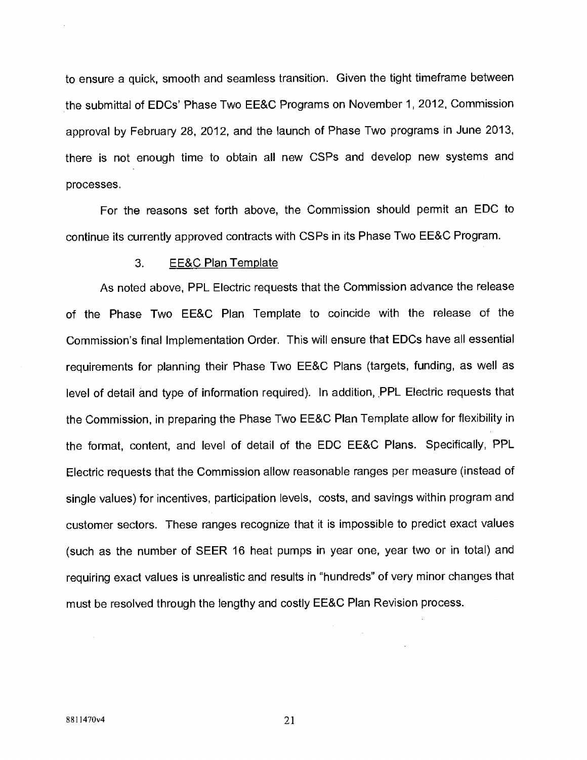to ensure a quick, smooth and seamless transition. Given the tight timeframe between the submittal of EDCs' Phase Two EE&C Programs on November 1, 2012, Commission approval by February 28, 2012, and the launch of Phase Two programs in June 2013, there is not enough time to obtain all new CSPs and develop new systems and processes.

For the reasons set forth above, the Commission should permit an EDC to continue its currently approved contracts with CSPs in its Phase Two EE&C Program.

### 3. EE&C Plan Template

As noted above, PPL Electric requests that the Commission advance the release of the Phase Two EE&C Plan Template to coincide with the release of the Commission's final Implementation Order. This will ensure that EDCs have all essential requirements for planning their Phase Two EE&C Plans (targets, funding, as well as level of detail and type of information required). In addition, PPL Electric requests that the Commission, in preparing the Phase Two EE&C Plan Template allow for flexibility in the format, content, and level of detail of the EDC EE&C Plans. Specifically, PPL Electric requests that the Commission allow reasonable ranges per measure (instead of single values) for incentives, participation levels, costs, and savings within program and customer sectors. These ranges recognize that it is impossible to predict exact values (such as the number of SEER 16 heat pumps in year one, year two or in total) and requiring exact values is unrealistic and results in "hundreds" of very minor changes that must be resolved through the lengthy and costly EE&C Plan Revision process.

8811470v4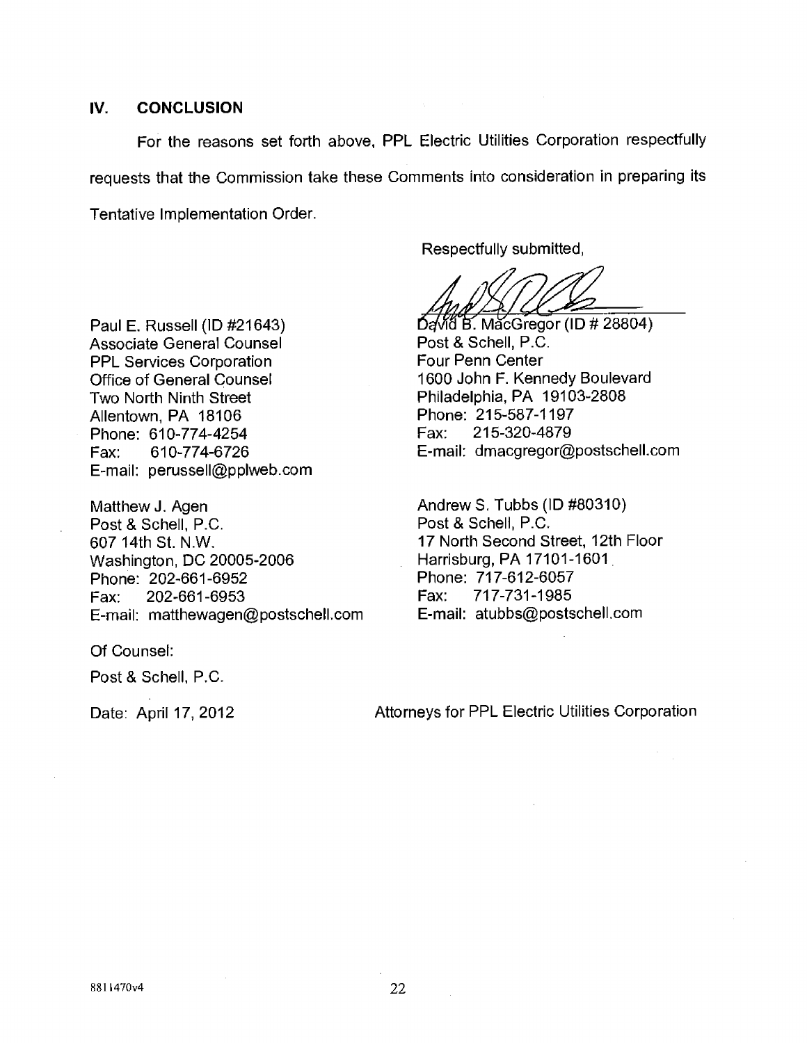## IV. CONCLUSION

For the reasons set forth above, PPL Electric Utilities Corporation respectfully requests that the Commission take these Comments into consideration in preparing its Tentative Implementation Order.

Respectfully submitted,

David B. MacGregor (ID # 28804)
Post & Schell, P.C.
Four Penn Center
1600 John F. Kennedy Boulevard
Philadelphia, PA 19103-2808
Phone: 215-587-1197
Fax: 215-320-4879
E-mail: dmacgregor@postschell.com

Andrew S. Tubbs (ID #80310)
Post & Schell, P.C.
17 North Second Street, 12th Floor
Harrisburg, PA 17101-1601
Phone: 717-612-6057
Fax: 717-731-1985
E-mail: atubbs@postschell.com

Paul E. Russell (ID #21643)
Associate General Counsel
PPL Services Corporation
Office of General Counsel
Two North Ninth Street
Allentown, PA 18106
Phone: 610-774-4254
Fax: 610-774-6726
E-mail: perussell@pplweb.com

Matthew J. Agen
Post & Schell, P.C.
607 14th St. N.W.
Washington, DC 20005-2006
Phone: 202-661-6952
Fax: 202-661-6953
E-mail: matthewagen@postschell.com

Of Counsel:

Post & Schell, P.C.

Date: April 17, 2012

Attorneys for PPL Electric Utilities Corporation

8811470v4